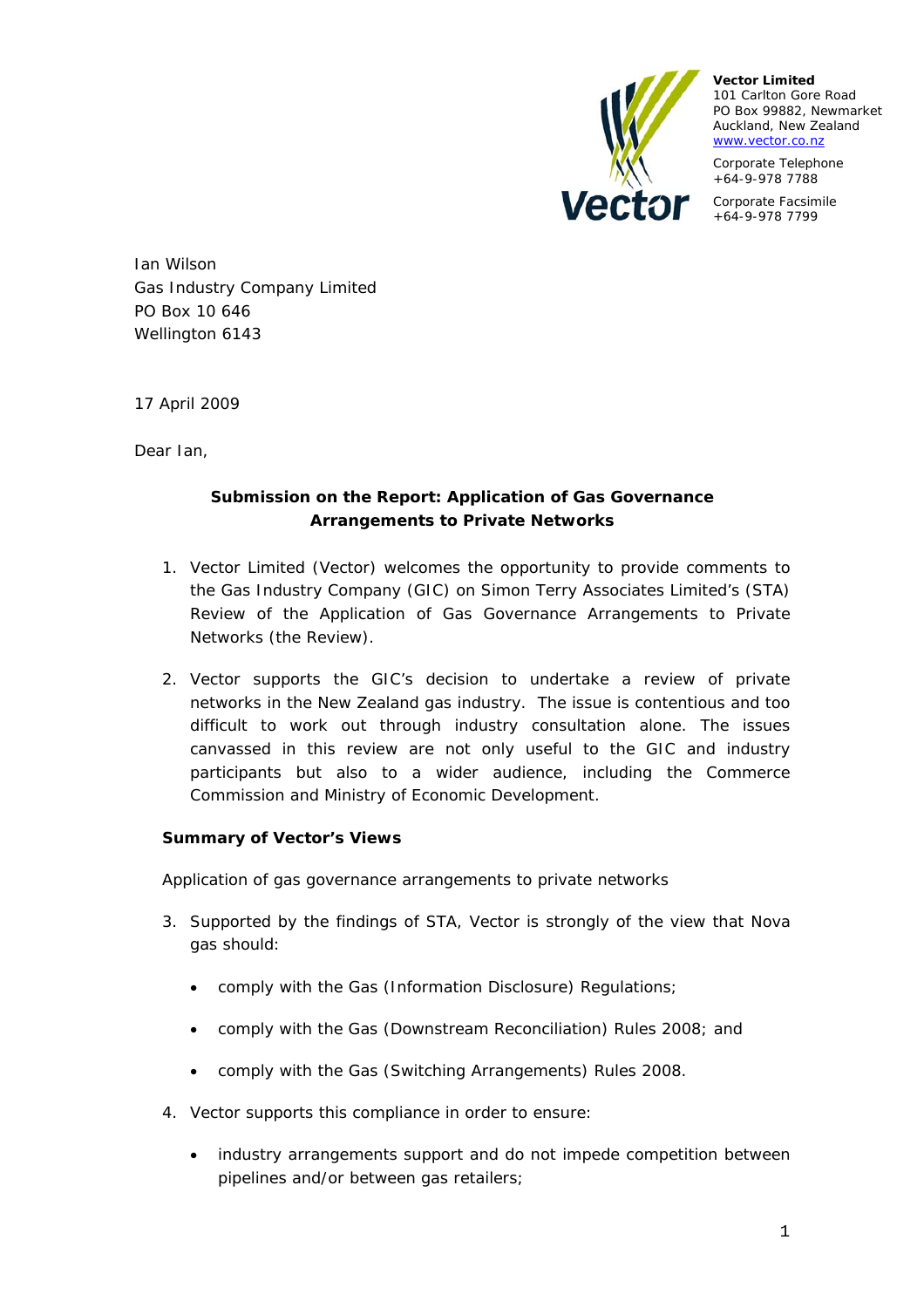**Vector Limited**
101 Carlton Gore Road
PO Box 99882, Newmarket
Auckland, New Zealand
www.vector.co.nz

Corporate Telephone
+64-9-978 7788

Corporate Facsimile
+64-9-978 7799

Ian Wilson
Gas Industry Company Limited
PO Box 10 646
Wellington 6143

17 April 2009

Dear Ian,

**Submission on the Report: Application of Gas Governance Arrangements to Private Networks**

1. Vector Limited (Vector) welcomes the opportunity to provide comments to the Gas Industry Company (GIC) on Simon Terry Associates Limited's (STA) Review of the Application of Gas Governance Arrangements to Private Networks (the Review).

2. Vector supports the GIC's decision to undertake a review of private networks in the New Zealand gas industry. The issue is contentious and too difficult to work out through industry consultation alone. The issues canvassed in this review are not only useful to the GIC and industry participants but also to a wider audience, including the Commerce Commission and Ministry of Economic Development.

**Summary of Vector's Views**

Application of gas governance arrangements to private networks

3. Supported by the findings of STA, Vector is strongly of the view that Nova gas should:

   - comply with the Gas (Information Disclosure) Regulations;
   - comply with the Gas (Downstream Reconciliation) Rules 2008; and
   - comply with the Gas (Switching Arrangements) Rules 2008.

4. Vector supports this compliance in order to ensure:

   - industry arrangements support and do not impede competition between pipelines and/or between gas retailers;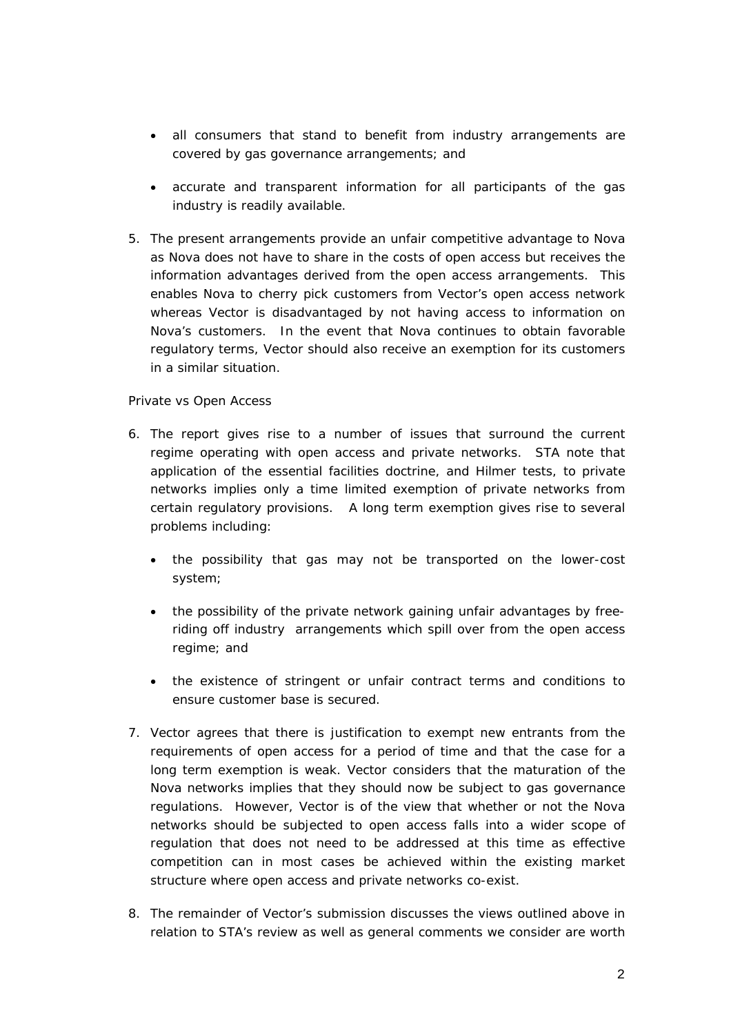- all consumers that stand to benefit from industry arrangements are covered by gas governance arrangements; and
- accurate and transparent information for all participants of the gas industry is readily available.

5. The present arrangements provide an unfair competitive advantage to Nova as Nova does not have to share in the costs of open access but receives the information advantages derived from the open access arrangements. This enables Nova to cherry pick customers from Vector's open access network whereas Vector is disadvantaged by not having access to information on Nova's customers. In the event that Nova continues to obtain favorable regulatory terms, Vector should also receive an exemption for its customers in a similar situation.

*Private vs Open Access*

6. The report gives rise to a number of issues that surround the current regime operating with open access and private networks. STA note that application of the essential facilities doctrine, and Hilmer tests, to private networks implies only a time limited exemption of private networks from certain regulatory provisions. A long term exemption gives rise to several problems including:
   - the possibility that gas may not be transported on the lower-cost system;
   - the possibility of the private network gaining unfair advantages by free-riding off industry arrangements which spill over from the open access regime; and
   - the existence of stringent or unfair contract terms and conditions to ensure customer base is secured.

7. Vector agrees that there is justification to exempt new entrants from the requirements of open access for a period of time and that the case for a long term exemption is weak. Vector considers that the maturation of the Nova networks implies that they should now be subject to gas governance regulations. However, Vector is of the view that whether or not the Nova networks should be subjected to open access falls into a wider scope of regulation that does not need to be addressed at this time as effective competition can in most cases be achieved within the existing market structure where open access and private networks co-exist.

8. The remainder of Vector's submission discusses the views outlined above in relation to STA's review as well as general comments we consider are worth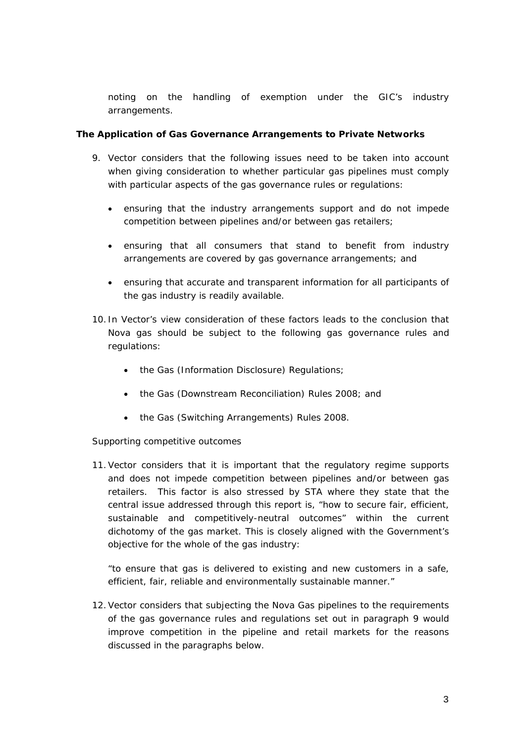noting on the handling of exemption under the GIC's industry arrangements.

**The Application of Gas Governance Arrangements to Private Networks**

9. Vector considers that the following issues need to be taken into account when giving consideration to whether particular gas pipelines must comply with particular aspects of the gas governance rules or regulations:

   - ensuring that the industry arrangements support and do not impede competition between pipelines and/or between gas retailers;
   - ensuring that all consumers that stand to benefit from industry arrangements are covered by gas governance arrangements; and
   - ensuring that accurate and transparent information for all participants of the gas industry is readily available.

10. In Vector's view consideration of these factors leads to the conclusion that Nova gas should be subject to the following gas governance rules and regulations:

    - the Gas (Information Disclosure) Regulations;
    - the Gas (Downstream Reconciliation) Rules 2008; and
    - the Gas (Switching Arrangements) Rules 2008.

*Supporting competitive outcomes*

11. Vector considers that it is important that the regulatory regime supports and does not impede competition between pipelines and/or between gas retailers. This factor is also stressed by STA where they state that the central issue addressed through this report is, "how to secure fair, efficient, sustainable and competitively-neutral outcomes" within the current dichotomy of the gas market. This is closely aligned with the Government's objective for the whole of the gas industry:

    "to ensure that gas is delivered to existing and new customers in a safe, efficient, fair, reliable and environmentally sustainable manner."

12. Vector considers that subjecting the Nova Gas pipelines to the requirements of the gas governance rules and regulations set out in paragraph 9 would improve competition in the pipeline and retail markets for the reasons discussed in the paragraphs below.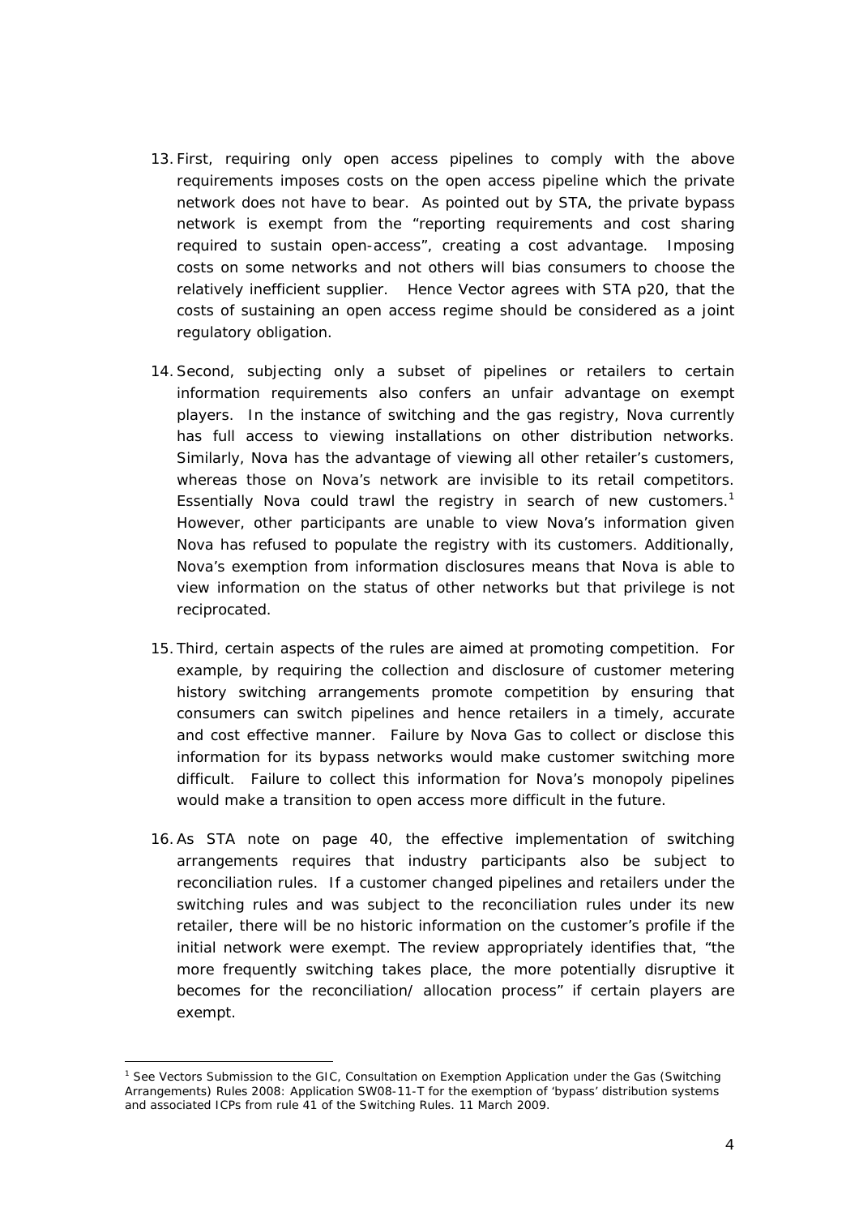13. First, requiring only open access pipelines to comply with the above requirements imposes costs on the open access pipeline which the private network does not have to bear. As pointed out by STA, the private bypass network is exempt from the "reporting requirements and cost sharing required to sustain open-access", creating a cost advantage. Imposing costs on some networks and not others will bias consumers to choose the relatively inefficient supplier. Hence Vector agrees with STA p20, that the costs of sustaining an open access regime should be considered as a joint regulatory obligation.

14. Second, subjecting only a subset of pipelines or retailers to certain information requirements also confers an unfair advantage on exempt players. In the instance of switching and the gas registry, Nova currently has full access to viewing installations on other distribution networks. Similarly, Nova has the advantage of viewing all other retailer's customers, whereas those on Nova's network are invisible to its retail competitors. Essentially Nova could trawl the registry in search of new customers.[1] However, other participants are unable to view Nova's information given Nova has refused to populate the registry with its customers. Additionally, Nova's exemption from information disclosures means that Nova is able to view information on the status of other networks but that privilege is not reciprocated.

15. Third, certain aspects of the rules are aimed at promoting competition. For example, by requiring the collection and disclosure of customer metering history switching arrangements promote competition by ensuring that consumers can switch pipelines and hence retailers in a timely, accurate and cost effective manner. Failure by Nova Gas to collect or disclose this information for its bypass networks would make customer switching more difficult. Failure to collect this information for Nova's monopoly pipelines would make a transition to open access more difficult in the future.

16. As STA note on page 40, the effective implementation of switching arrangements requires that industry participants also be subject to reconciliation rules. If a customer changed pipelines and retailers under the switching rules and was subject to the reconciliation rules under its new retailer, there will be no historic information on the customer's profile if the initial network were exempt. The review appropriately identifies that, "the more frequently switching takes place, the more potentially disruptive it becomes for the reconciliation/ allocation process" if certain players are exempt.

---

[1] See Vectors Submission to the GIC, Consultation on Exemption Application under the Gas (Switching Arrangements) Rules 2008: Application SW08-11-T for the exemption of 'bypass' distribution systems and associated ICPs from rule 41 of the Switching Rules. 11 March 2009.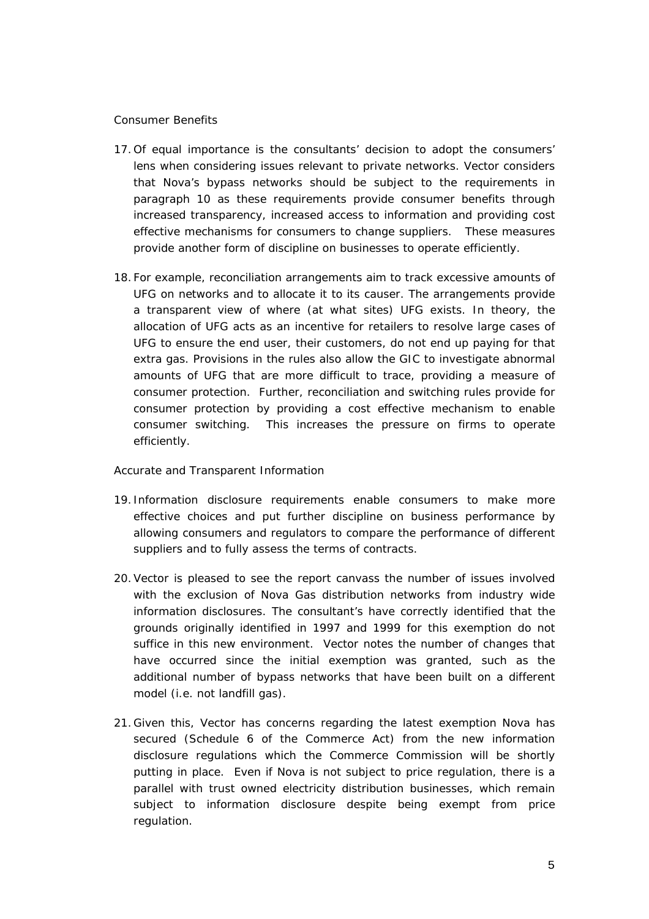Consumer Benefits

17. Of equal importance is the consultants' decision to adopt the consumers' lens when considering issues relevant to private networks. Vector considers that Nova's bypass networks should be subject to the requirements in paragraph 10 as these requirements provide consumer benefits through increased transparency, increased access to information and providing cost effective mechanisms for consumers to change suppliers. These measures provide another form of discipline on businesses to operate efficiently.

18. For example, reconciliation arrangements aim to track excessive amounts of UFG on networks and to allocate it to its causer. The arrangements provide a transparent view of where (at what sites) UFG exists. In theory, the allocation of UFG acts as an incentive for retailers to resolve large cases of UFG to ensure the end user, their customers, do not end up paying for that extra gas. Provisions in the rules also allow the GIC to investigate abnormal amounts of UFG that are more difficult to trace, providing a measure of consumer protection. Further, reconciliation and switching rules provide for consumer protection by providing a cost effective mechanism to enable consumer switching. This increases the pressure on firms to operate efficiently.

Accurate and Transparent Information

19. Information disclosure requirements enable consumers to make more effective choices and put further discipline on business performance by allowing consumers and regulators to compare the performance of different suppliers and to fully assess the terms of contracts.

20. Vector is pleased to see the report canvass the number of issues involved with the exclusion of Nova Gas distribution networks from industry wide information disclosures. The consultant's have correctly identified that the grounds originally identified in 1997 and 1999 for this exemption do not suffice in this new environment. Vector notes the number of changes that have occurred since the initial exemption was granted, such as the additional number of bypass networks that have been built on a different model (i.e. not landfill gas).

21. Given this, Vector has concerns regarding the latest exemption Nova has secured (Schedule 6 of the Commerce Act) from the new information disclosure regulations which the Commerce Commission will be shortly putting in place. Even if Nova is not subject to price regulation, there is a parallel with trust owned electricity distribution businesses, which remain subject to information disclosure despite being exempt from price regulation.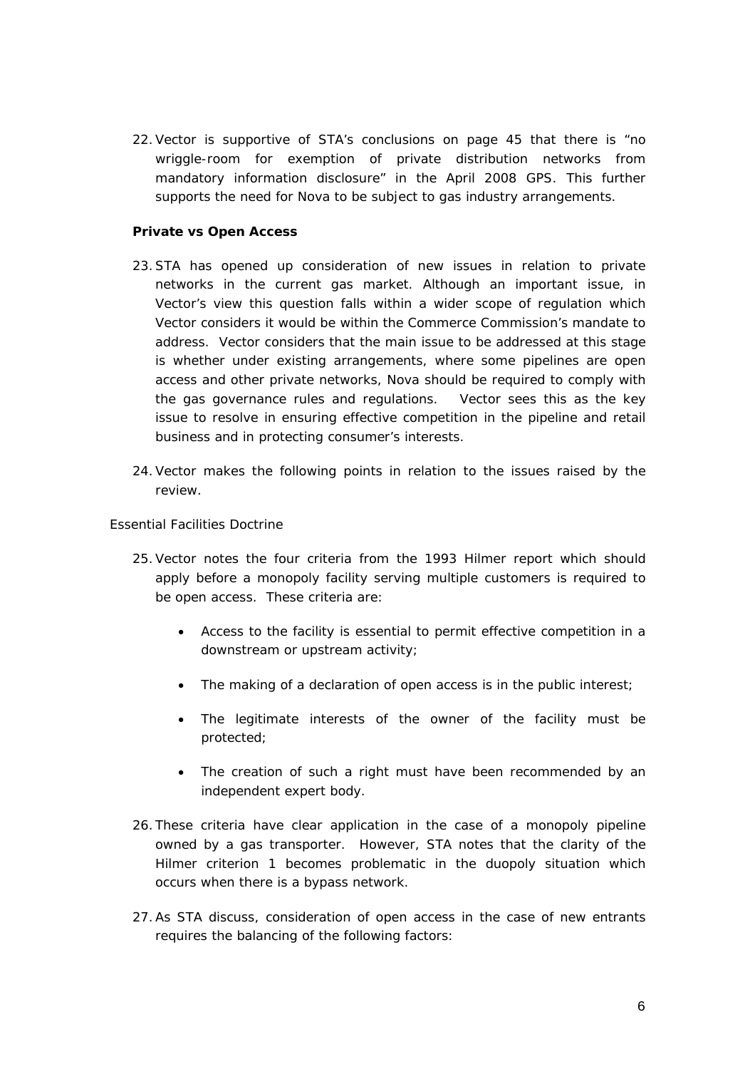22. Vector is supportive of STA's conclusions on page 45 that there is "no wriggle-room for exemption of private distribution networks from mandatory information disclosure" in the April 2008 GPS. This further supports the need for Nova to be subject to gas industry arrangements.

**Private vs Open Access**

23. STA has opened up consideration of new issues in relation to private networks in the current gas market. Although an important issue, in Vector's view this question falls within a wider scope of regulation which Vector considers it would be within the Commerce Commission's mandate to address. Vector considers that the main issue to be addressed at this stage is whether under existing arrangements, where some pipelines are open access and other private networks, Nova should be required to comply with the gas governance rules and regulations. Vector sees this as the key issue to resolve in ensuring effective competition in the pipeline and retail business and in protecting consumer's interests.

24. Vector makes the following points in relation to the issues raised by the review.

*Essential Facilities Doctrine*

25. Vector notes the four criteria from the 1993 Hilmer report which should apply before a monopoly facility serving multiple customers is required to be open access. These criteria are:

   - Access to the facility is essential to permit effective competition in a downstream or upstream activity;
   - The making of a declaration of open access is in the public interest;
   - The legitimate interests of the owner of the facility must be protected;
   - The creation of such a right must have been recommended by an independent expert body.

26. These criteria have clear application in the case of a monopoly pipeline owned by a gas transporter. However, STA notes that the clarity of the Hilmer criterion 1 becomes problematic in the duopoly situation which occurs when there is a bypass network.

27. As STA discuss, consideration of open access in the case of new entrants requires the balancing of the following factors: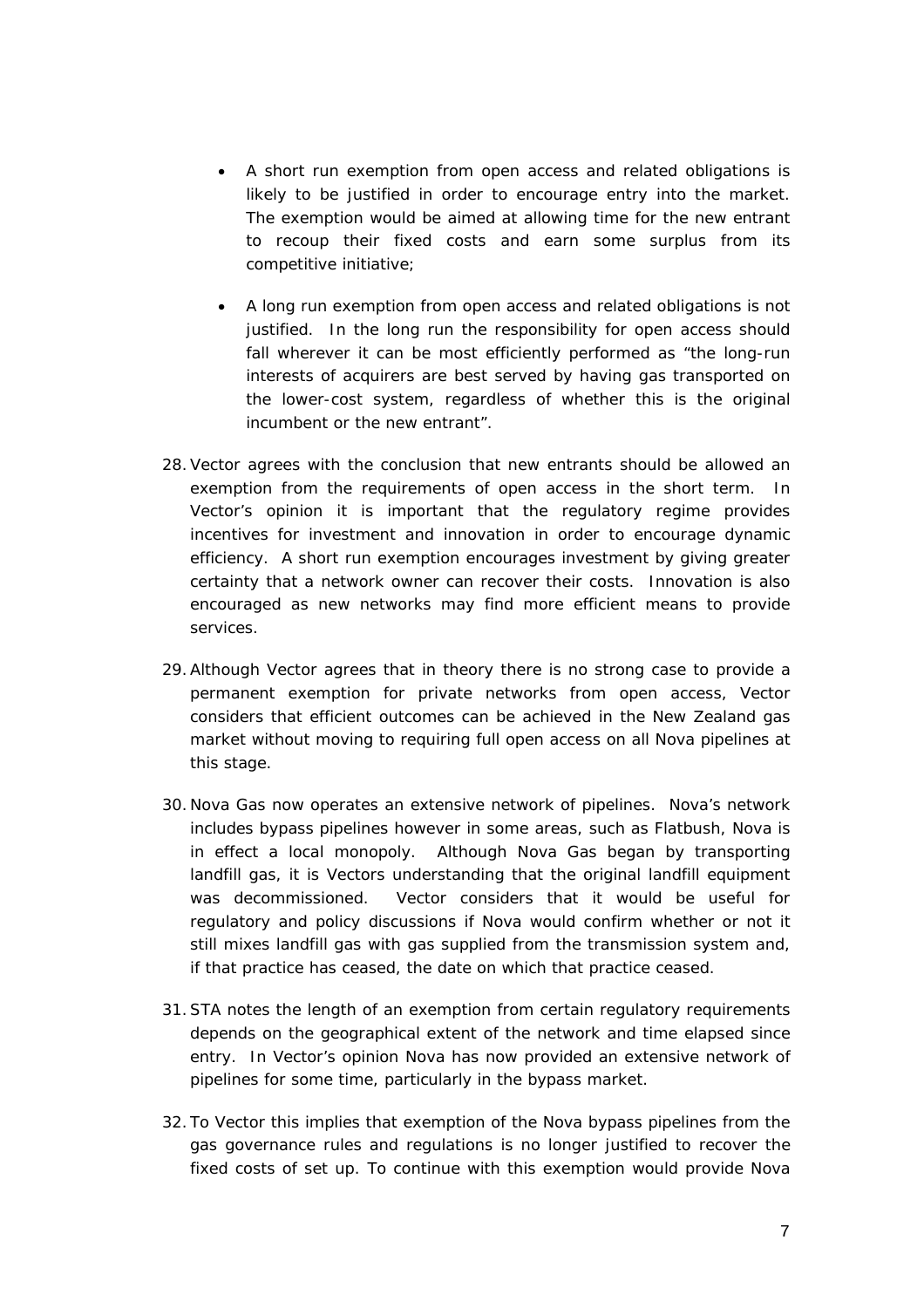- A short run exemption from open access and related obligations is likely to be justified in order to encourage entry into the market. The exemption would be aimed at allowing time for the new entrant to recoup their fixed costs and earn some surplus from its competitive initiative;

- A long run exemption from open access and related obligations is not justified. In the long run the responsibility for open access should fall wherever it can be most efficiently performed as "the long-run interests of acquirers are best served by having gas transported on the lower-cost system, regardless of whether this is the original incumbent or the new entrant".

28. Vector agrees with the conclusion that new entrants should be allowed an exemption from the requirements of open access in the short term. In Vector's opinion it is important that the regulatory regime provides incentives for investment and innovation in order to encourage dynamic efficiency. A short run exemption encourages investment by giving greater certainty that a network owner can recover their costs. Innovation is also encouraged as new networks may find more efficient means to provide services.

29. Although Vector agrees that in theory there is no strong case to provide a permanent exemption for private networks from open access, Vector considers that efficient outcomes can be achieved in the New Zealand gas market without moving to requiring full open access on all Nova pipelines at this stage.

30. Nova Gas now operates an extensive network of pipelines. Nova's network includes bypass pipelines however in some areas, such as Flatbush, Nova is in effect a local monopoly. Although Nova Gas began by transporting landfill gas, it is Vectors understanding that the original landfill equipment was decommissioned. Vector considers that it would be useful for regulatory and policy discussions if Nova would confirm whether or not it still mixes landfill gas with gas supplied from the transmission system and, if that practice has ceased, the date on which that practice ceased.

31. STA notes the length of an exemption from certain regulatory requirements depends on the geographical extent of the network and time elapsed since entry. In Vector's opinion Nova has now provided an extensive network of pipelines for some time, particularly in the bypass market.

32. To Vector this implies that exemption of the Nova bypass pipelines from the gas governance rules and regulations is no longer justified to recover the fixed costs of set up. To continue with this exemption would provide Nova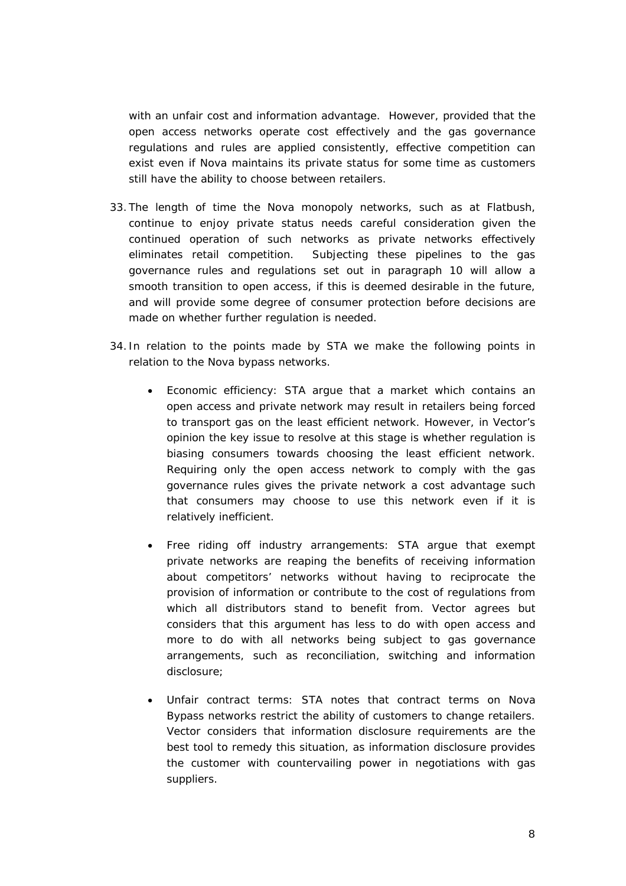with an unfair cost and information advantage. However, provided that the open access networks operate cost effectively and the gas governance regulations and rules are applied consistently, effective competition can exist even if Nova maintains its private status for some time as customers still have the ability to choose between retailers.

33. The length of time the Nova monopoly networks, such as at Flatbush, continue to enjoy private status needs careful consideration given the continued operation of such networks as private networks effectively eliminates retail competition. Subjecting these pipelines to the gas governance rules and regulations set out in paragraph 10 will allow a smooth transition to open access, if this is deemed desirable in the future, and will provide some degree of consumer protection before decisions are made on whether further regulation is needed.

34. In relation to the points made by STA we make the following points in relation to the Nova bypass networks.

   - Economic efficiency: STA argue that a market which contains an open access and private network may result in retailers being forced to transport gas on the least efficient network. However, in Vector's opinion the key issue to resolve at this stage is whether regulation is biasing consumers towards choosing the least efficient network. Requiring only the open access network to comply with the gas governance rules gives the private network a cost advantage such that consumers may choose to use this network even if it is relatively inefficient.

   - Free riding off industry arrangements: STA argue that exempt private networks are reaping the benefits of receiving information about competitors' networks without having to reciprocate the provision of information or contribute to the cost of regulations from which all distributors stand to benefit from. Vector agrees but considers that this argument has less to do with open access and more to do with all networks being subject to gas governance arrangements, such as reconciliation, switching and information disclosure;

   - Unfair contract terms: STA notes that contract terms on Nova Bypass networks restrict the ability of customers to change retailers. Vector considers that information disclosure requirements are the best tool to remedy this situation, as information disclosure provides the customer with countervailing power in negotiations with gas suppliers.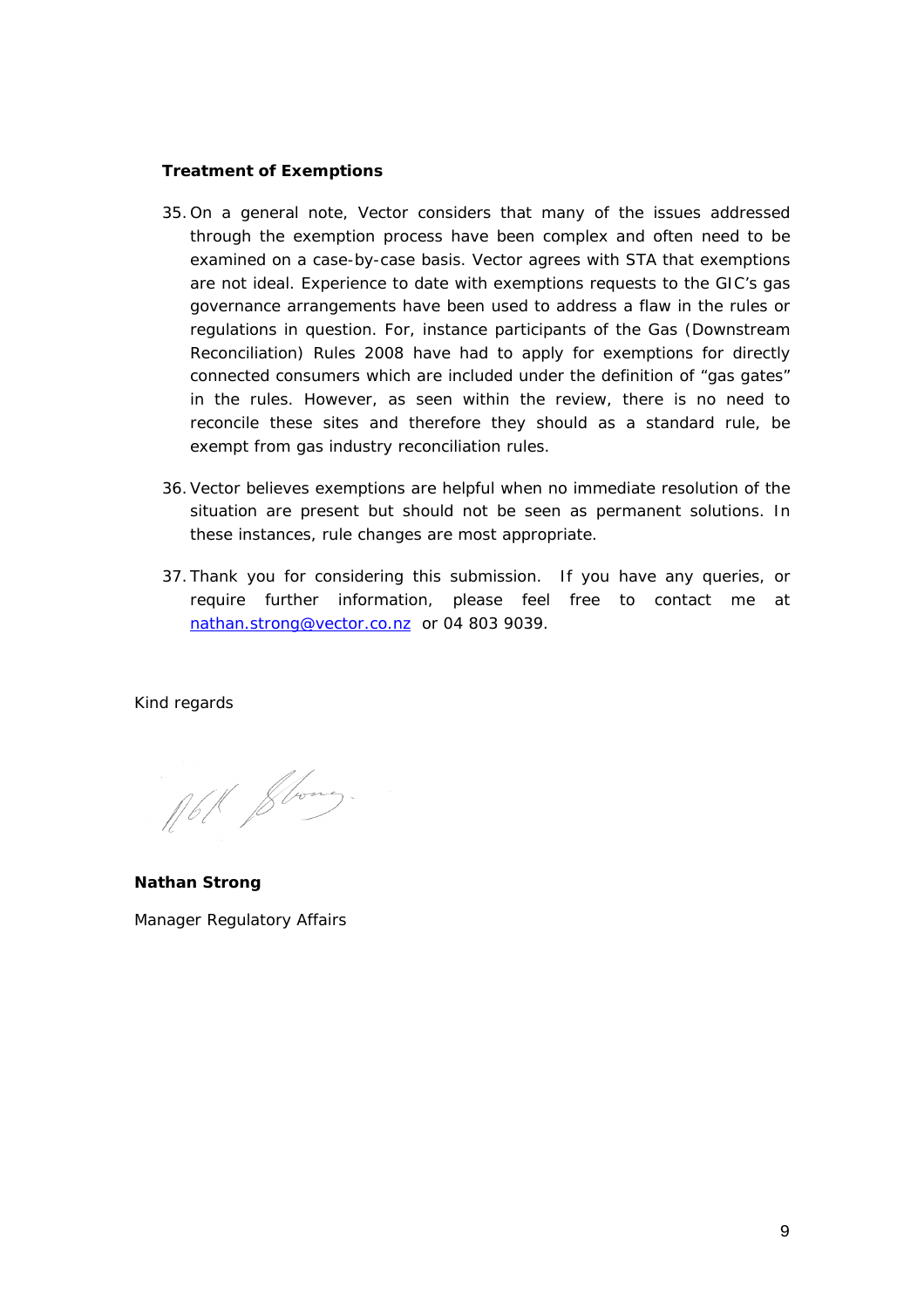**Treatment of Exemptions**

35. On a general note, Vector considers that many of the issues addressed through the exemption process have been complex and often need to be examined on a case-by-case basis. Vector agrees with STA that exemptions are not ideal. Experience to date with exemptions requests to the GIC's gas governance arrangements have been used to address a flaw in the rules or regulations in question. For, instance participants of the Gas (Downstream Reconciliation) Rules 2008 have had to apply for exemptions for directly connected consumers which are included under the definition of "gas gates" in the rules. However, as seen within the review, there is no need to reconcile these sites and therefore they should as a standard rule, be exempt from gas industry reconciliation rules.

36. Vector believes exemptions are helpful when no immediate resolution of the situation are present but should not be seen as permanent solutions. In these instances, rule changes are most appropriate.

37. Thank you for considering this submission. If you have any queries, or require further information, please feel free to contact me at nathan.strong@vector.co.nz or 04 803 9039.

Kind regards

**Nathan Strong**

Manager Regulatory Affairs